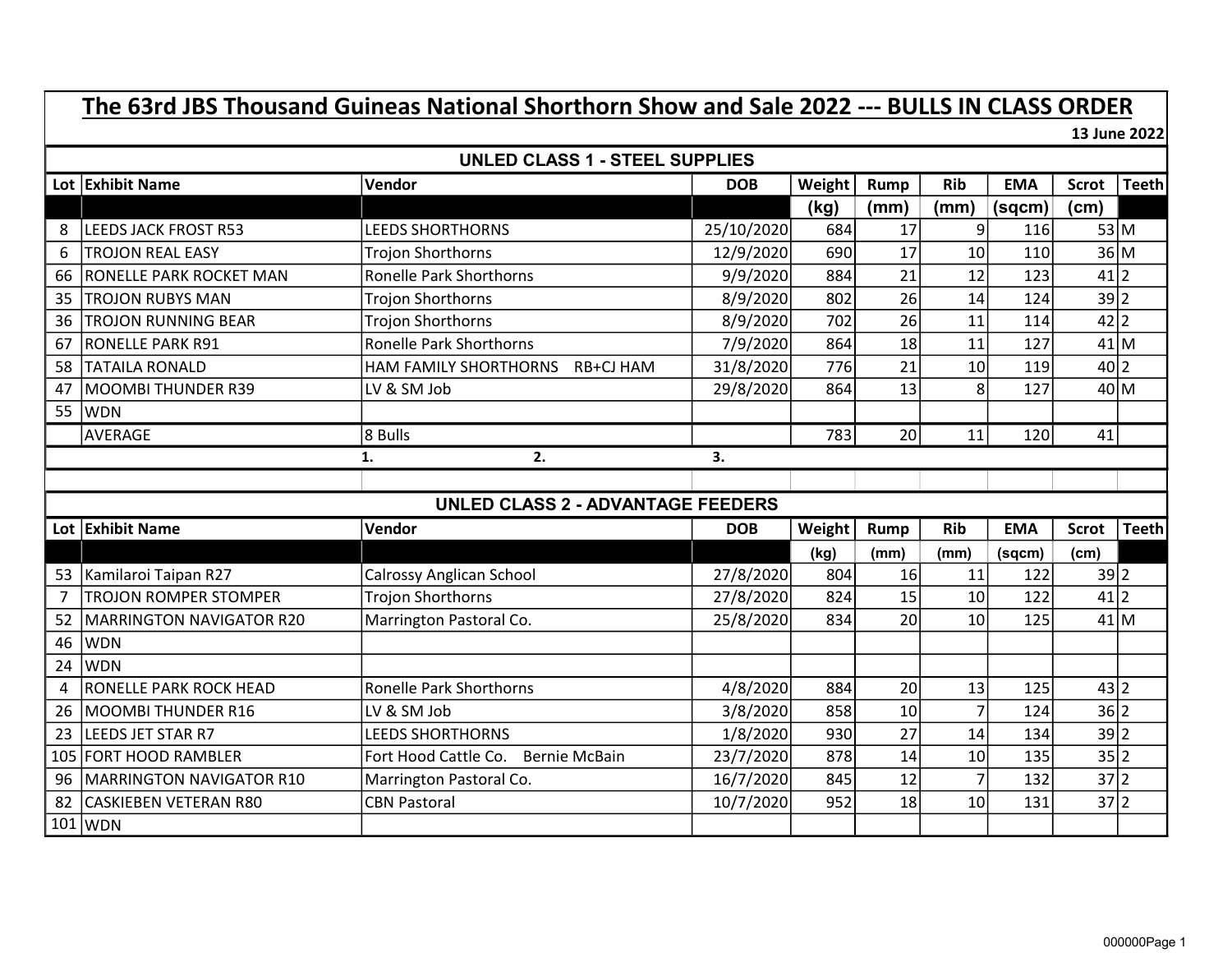# The 63rd JBS Thousand Guineas National Shorthorn Show and Sale 2022 --- BULLS IN CLASS ORDER

**13 June 2022**

## UNLED CLASS 1 - STEEL SUPPLIES

| Lot | Exhibit Name | Vendor | DOB | Weight | Rump | Rib | EMA | Scrot | Teeth |
|---|---|---|---|---|---|---|---|---|---|
| | | | | (kg) | (mm) | (mm) | (sqcm) | (cm) | |
| 8 | LEEDS JACK FROST R53 | LEEDS SHORTHORNS | 25/10/2020 | 684 | 17 | 9 | 116 | 53 | M |
| 6 | TROJON REAL EASY | Trojon Shorthorns | 12/9/2020 | 690 | 17 | 10 | 110 | 36 | M |
| 66 | RONELLE PARK ROCKET MAN | Ronelle Park Shorthorns | 9/9/2020 | 884 | 21 | 12 | 123 | 41 | 2 |
| 35 | TROJON RUBYS MAN | Trojon Shorthorns | 8/9/2020 | 802 | 26 | 14 | 124 | 39 | 2 |
| 36 | TROJON RUNNING BEAR | Trojon Shorthorns | 8/9/2020 | 702 | 26 | 11 | 114 | 42 | 2 |
| 67 | RONELLE PARK R91 | Ronelle Park Shorthorns | 7/9/2020 | 864 | 18 | 11 | 127 | 41 | M |
| 58 | TATAILA RONALD | HAM FAMILY SHORTHORNS RB+CJ HAM | 31/8/2020 | 776 | 21 | 10 | 119 | 40 | 2 |
| 47 | MOOMBI THUNDER R39 | LV & SM Job | 29/8/2020 | 864 | 13 | 8 | 127 | 40 | M |
| 55 | WDN | | | | | | | | |
| | AVERAGE | 8 Bulls | | 783 | 20 | 11 | 120 | 41 | |

1. 2. 3.

## UNLED CLASS 2 - ADVANTAGE FEEDERS

| Lot | Exhibit Name | Vendor | DOB | Weight | Rump | Rib | EMA | Scrot | Teeth |
|---|---|---|---|---|---|---|---|---|---|
| | | | | (kg) | (mm) | (mm) | (sqcm) | (cm) | |
| 53 | Kamilaroi Taipan R27 | Calrossy Anglican School | 27/8/2020 | 804 | 16 | 11 | 122 | 39 | 2 |
| 7 | TROJON ROMPER STOMPER | Trojon Shorthorns | 27/8/2020 | 824 | 15 | 10 | 122 | 41 | 2 |
| 52 | MARRINGTON NAVIGATOR R20 | Marrington Pastoral Co. | 25/8/2020 | 834 | 20 | 10 | 125 | 41 | M |
| 46 | WDN | | | | | | | | |
| 24 | WDN | | | | | | | | |
| 4 | RONELLE PARK ROCK HEAD | Ronelle Park Shorthorns | 4/8/2020 | 884 | 20 | 13 | 125 | 43 | 2 |
| 26 | MOOMBI THUNDER R16 | LV & SM Job | 3/8/2020 | 858 | 10 | 7 | 124 | 36 | 2 |
| 23 | LEEDS JET STAR R7 | LEEDS SHORTHORNS | 1/8/2020 | 930 | 27 | 14 | 134 | 39 | 2 |
| 105 | FORT HOOD RAMBLER | Fort Hood Cattle Co. Bernie McBain | 23/7/2020 | 878 | 14 | 10 | 135 | 35 | 2 |
| 96 | MARRINGTON NAVIGATOR R10 | Marrington Pastoral Co. | 16/7/2020 | 845 | 12 | 7 | 132 | 37 | 2 |
| 82 | CASKIEBEN VETERAN R80 | CBN Pastoral | 10/7/2020 | 952 | 18 | 10 | 131 | 37 | 2 |
| 101 | WDN | | | | | | | | |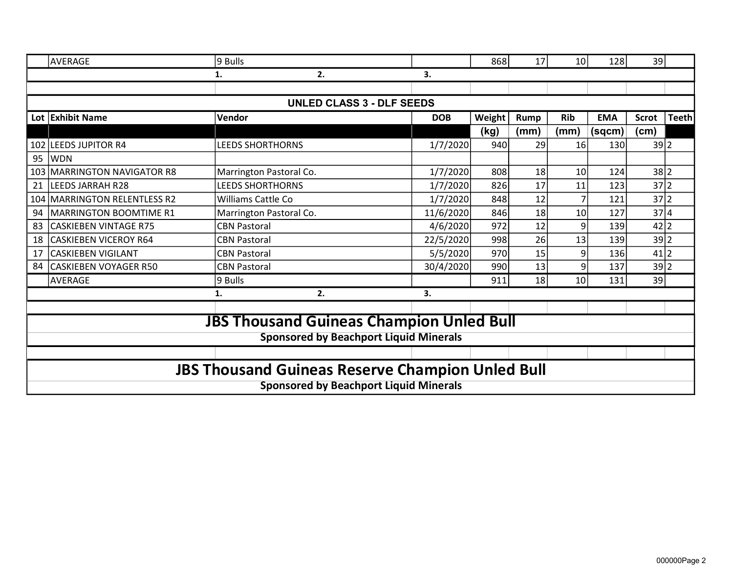| | AVERAGE | 9 Bulls | | 868 | 17 | 10 | 128 | 39 | |
|---|---|---|---|---|---|---|---|---|---|
| | | 1. 2. | 3. | | | | | | |

**UNLED CLASS 3 - DLF SEEDS**

| Lot | Exhibit Name | Vendor | DOB | Weight (kg) | Rump (mm) | Rib (mm) | EMA (sqcm) | Scrot (cm) | Teeth |
|---|---|---|---|---|---|---|---|---|---|
| 102 | LEEDS JUPITOR R4 | LEEDS SHORTHORNS | 1/7/2020 | 940 | 29 | 16 | 130 | 39 | 2 |
| 95 | WDN | | | | | | | | |
| 103 | MARRINGTON NAVIGATOR R8 | Marrington Pastoral Co. | 1/7/2020 | 808 | 18 | 10 | 124 | 38 | 2 |
| 21 | LEEDS JARRAH R28 | LEEDS SHORTHORNS | 1/7/2020 | 826 | 17 | 11 | 123 | 37 | 2 |
| 104 | MARRINGTON RELENTLESS R2 | Williams Cattle Co | 1/7/2020 | 848 | 12 | 7 | 121 | 37 | 2 |
| 94 | MARRINGTON BOOMTIME R1 | Marrington Pastoral Co. | 11/6/2020 | 846 | 18 | 10 | 127 | 37 | 4 |
| 83 | CASKIEBEN VINTAGE R75 | CBN Pastoral | 4/6/2020 | 972 | 12 | 9 | 139 | 42 | 2 |
| 18 | CASKIEBEN VICEROY R64 | CBN Pastoral | 22/5/2020 | 998 | 26 | 13 | 139 | 39 | 2 |
| 17 | CASKIEBEN VIGILANT | CBN Pastoral | 5/5/2020 | 970 | 15 | 9 | 136 | 41 | 2 |
| 84 | CASKIEBEN VOYAGER R50 | CBN Pastoral | 30/4/2020 | 990 | 13 | 9 | 137 | 39 | 2 |
| | AVERAGE | 9 Bulls | | 911 | 18 | 10 | 131 | 39 | |
| | | 1. 2. | 3. | | | | | | |

## JBS Thousand Guineas Champion Unled Bull

**Sponsored by Beachport Liquid Minerals**

## JBS Thousand Guineas Reserve Champion Unled Bull

**Sponsored by Beachport Liquid Minerals**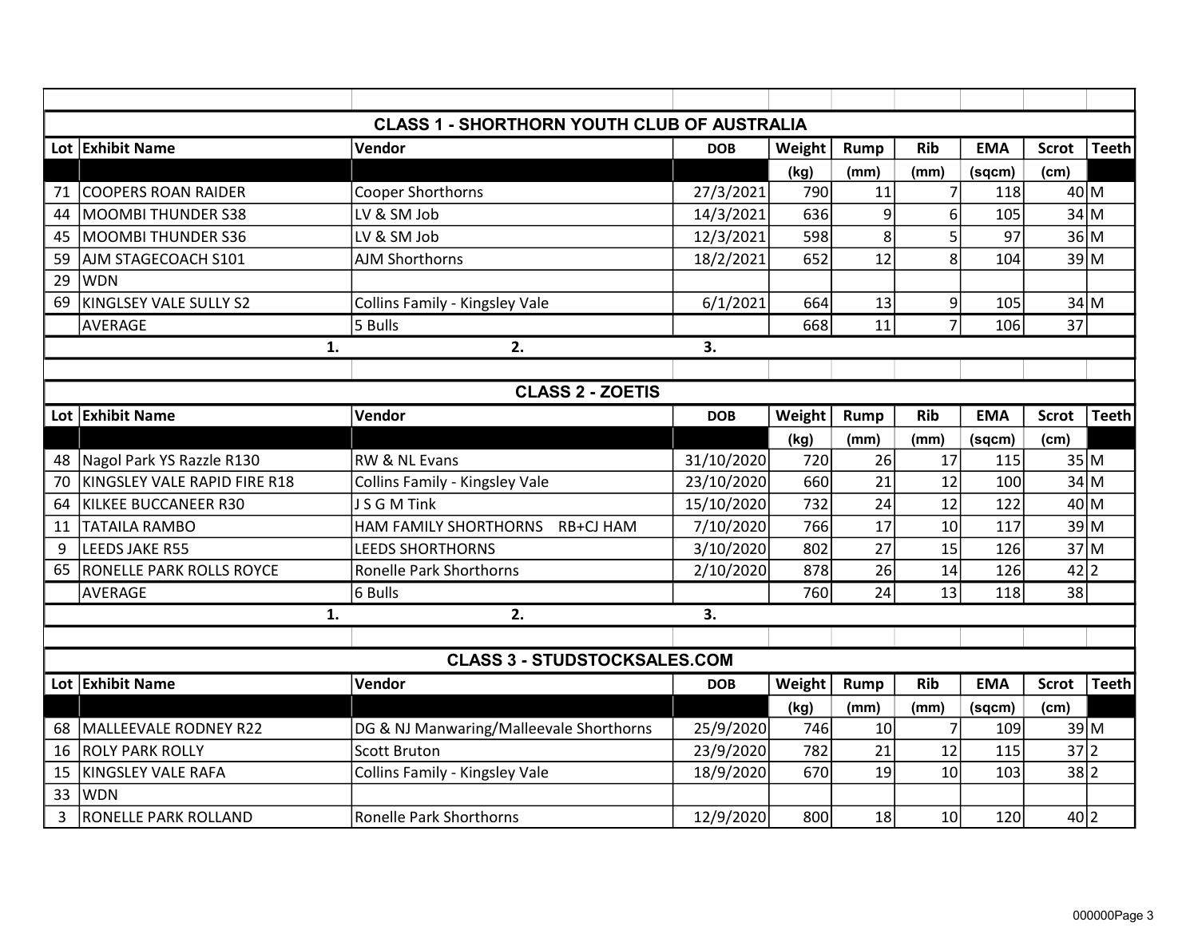## CLASS 1 - SHORTHORN YOUTH CLUB OF AUSTRALIA

| Lot | Exhibit Name | Vendor | DOB | Weight | Rump | Rib | EMA | Scrot | Teeth |
|---|---|---|---|---|---|---|---|---|---|
| | | | | (kg) | (mm) | (mm) | (sqcm) | (cm) | |
| 71 | COOPERS ROAN RAIDER | Cooper Shorthorns | 27/3/2021 | 790 | 11 | 7 | 118 | 40 | M |
| 44 | MOOMBI THUNDER S38 | LV & SM Job | 14/3/2021 | 636 | 9 | 6 | 105 | 34 | M |
| 45 | MOOMBI THUNDER S36 | LV & SM Job | 12/3/2021 | 598 | 8 | 5 | 97 | 36 | M |
| 59 | AJM STAGECOACH S101 | AJM Shorthorns | 18/2/2021 | 652 | 12 | 8 | 104 | 39 | M |
| 29 | WDN | | | | | | | | |
| 69 | KINGLSEY VALE SULLY S2 | Collins Family - Kingsley Vale | 6/1/2021 | 664 | 13 | 9 | 105 | 34 | M |
| | AVERAGE | 5 Bulls | | 668 | 11 | 7 | 106 | 37 | |
| | 1. | 2. | 3. | | | | | | |

## CLASS 2 - ZOETIS

| Lot | Exhibit Name | Vendor | DOB | Weight | Rump | Rib | EMA | Scrot | Teeth |
|---|---|---|---|---|---|---|---|---|---|
| | | | | (kg) | (mm) | (mm) | (sqcm) | (cm) | |
| 48 | Nagol Park YS Razzle R130 | RW & NL Evans | 31/10/2020 | 720 | 26 | 17 | 115 | 35 | M |
| 70 | KINGSLEY VALE RAPID FIRE R18 | Collins Family - Kingsley Vale | 23/10/2020 | 660 | 21 | 12 | 100 | 34 | M |
| 64 | KILKEE BUCCANEER R30 | J S G M Tink | 15/10/2020 | 732 | 24 | 12 | 122 | 40 | M |
| 11 | TATAILA RAMBO | HAM FAMILY SHORTHORNS RB+CJ HAM | 7/10/2020 | 766 | 17 | 10 | 117 | 39 | M |
| 9 | LEEDS JAKE R55 | LEEDS SHORTHORNS | 3/10/2020 | 802 | 27 | 15 | 126 | 37 | M |
| 65 | RONELLE PARK ROLLS ROYCE | Ronelle Park Shorthorns | 2/10/2020 | 878 | 26 | 14 | 126 | 42 | 2 |
| | AVERAGE | 6 Bulls | | 760 | 24 | 13 | 118 | 38 | |
| | 1. | 2. | 3. | | | | | | |

## CLASS 3 - STUDSTOCKSALES.COM

| Lot | Exhibit Name | Vendor | DOB | Weight | Rump | Rib | EMA | Scrot | Teeth |
|---|---|---|---|---|---|---|---|---|---|
| | | | | (kg) | (mm) | (mm) | (sqcm) | (cm) | |
| 68 | MALLEEVALE RODNEY R22 | DG & NJ Manwaring/Malleevale Shorthorns | 25/9/2020 | 746 | 10 | 7 | 109 | 39 | M |
| 16 | ROLY PARK ROLLY | Scott Bruton | 23/9/2020 | 782 | 21 | 12 | 115 | 37 | 2 |
| 15 | KINGSLEY VALE RAFA | Collins Family - Kingsley Vale | 18/9/2020 | 670 | 19 | 10 | 103 | 38 | 2 |
| 33 | WDN | | | | | | | | |
| 3 | RONELLE PARK ROLLAND | Ronelle Park Shorthorns | 12/9/2020 | 800 | 18 | 10 | 120 | 40 | 2 |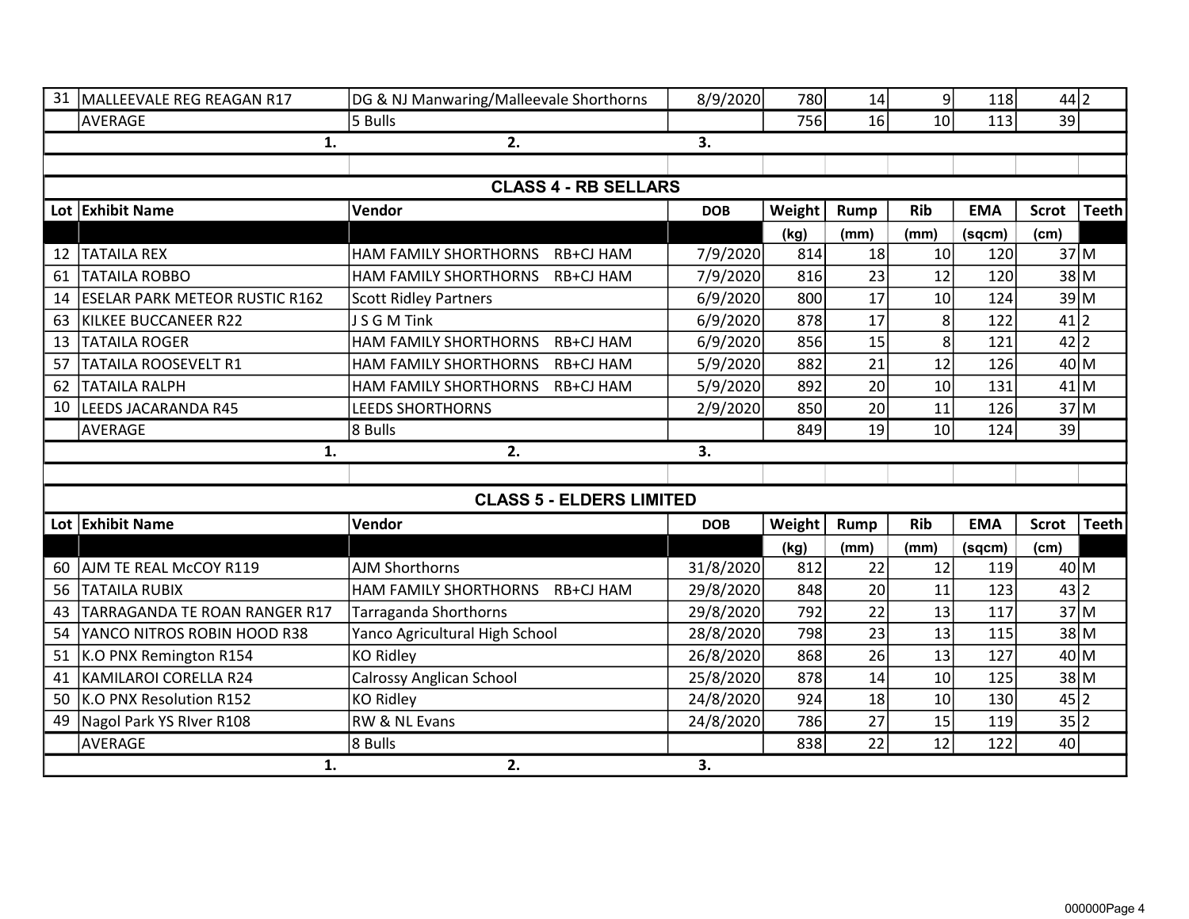| Lot | Exhibit Name | Vendor | DOB | Weight | Rump | Rib | EMA | Scrot | Teeth |
|---|---|---|---|---|---|---|---|---|---|
| 31 | MALLEEVALE REG REAGAN R17 | DG & NJ Manwaring/Malleevale Shorthorns | 8/9/2020 | 780 | 14 | 9 | 118 | 44 | 2 |
| | AVERAGE | 5 Bulls | | 756 | 16 | 10 | 113 | 39 | |
| | 1. | 2. | 3. | | | | | | |

## CLASS 4 - RB SELLARS

| Lot | Exhibit Name | Vendor | DOB | Weight | Rump | Rib | EMA | Scrot | Teeth |
|---|---|---|---|---|---|---|---|---|---|
| | | | | (kg) | (mm) | (mm) | (sqcm) | (cm) | |
| 12 | TATAILA REX | HAM FAMILY SHORTHORNS RB+CJ HAM | 7/9/2020 | 814 | 18 | 10 | 120 | 37 | M |
| 61 | TATAILA ROBBO | HAM FAMILY SHORTHORNS RB+CJ HAM | 7/9/2020 | 816 | 23 | 12 | 120 | 38 | M |
| 14 | ESELAR PARK METEOR RUSTIC R162 | Scott Ridley Partners | 6/9/2020 | 800 | 17 | 10 | 124 | 39 | M |
| 63 | KILKEE BUCCANEER R22 | J S G M Tink | 6/9/2020 | 878 | 17 | 8 | 122 | 41 | 2 |
| 13 | TATAILA ROGER | HAM FAMILY SHORTHORNS RB+CJ HAM | 6/9/2020 | 856 | 15 | 8 | 121 | 42 | 2 |
| 57 | TATAILA ROOSEVELT R1 | HAM FAMILY SHORTHORNS RB+CJ HAM | 5/9/2020 | 882 | 21 | 12 | 126 | 40 | M |
| 62 | TATAILA RALPH | HAM FAMILY SHORTHORNS RB+CJ HAM | 5/9/2020 | 892 | 20 | 10 | 131 | 41 | M |
| 10 | LEEDS JACARANDA R45 | LEEDS SHORTHORNS | 2/9/2020 | 850 | 20 | 11 | 126 | 37 | M |
| | AVERAGE | 8 Bulls | | 849 | 19 | 10 | 124 | 39 | |
| | 1. | 2. | 3. | | | | | | |

## CLASS 5 - ELDERS LIMITED

| Lot | Exhibit Name | Vendor | DOB | Weight | Rump | Rib | EMA | Scrot | Teeth |
|---|---|---|---|---|---|---|---|---|---|
| | | | | (kg) | (mm) | (mm) | (sqcm) | (cm) | |
| 60 | AJM TE REAL McCOY R119 | AJM Shorthorns | 31/8/2020 | 812 | 22 | 12 | 119 | 40 | M |
| 56 | TATAILA RUBIX | HAM FAMILY SHORTHORNS RB+CJ HAM | 29/8/2020 | 848 | 20 | 11 | 123 | 43 | 2 |
| 43 | TARRAGANDA TE ROAN RANGER R17 | Tarraganda Shorthorns | 29/8/2020 | 792 | 22 | 13 | 117 | 37 | M |
| 54 | YANCO NITROS ROBIN HOOD R38 | Yanco Agricultural High School | 28/8/2020 | 798 | 23 | 13 | 115 | 38 | M |
| 51 | K.O PNX Remington R154 | KO Ridley | 26/8/2020 | 868 | 26 | 13 | 127 | 40 | M |
| 41 | KAMILAROI CORELLA R24 | Calrossy Anglican School | 25/8/2020 | 878 | 14 | 10 | 125 | 38 | M |
| 50 | K.O PNX Resolution R152 | KO Ridley | 24/8/2020 | 924 | 18 | 10 | 130 | 45 | 2 |
| 49 | Nagol Park YS RIver R108 | RW & NL Evans | 24/8/2020 | 786 | 27 | 15 | 119 | 35 | 2 |
| | AVERAGE | 8 Bulls | | 838 | 22 | 12 | 122 | 40 | |
| | 1. | 2. | 3. | | | | | | |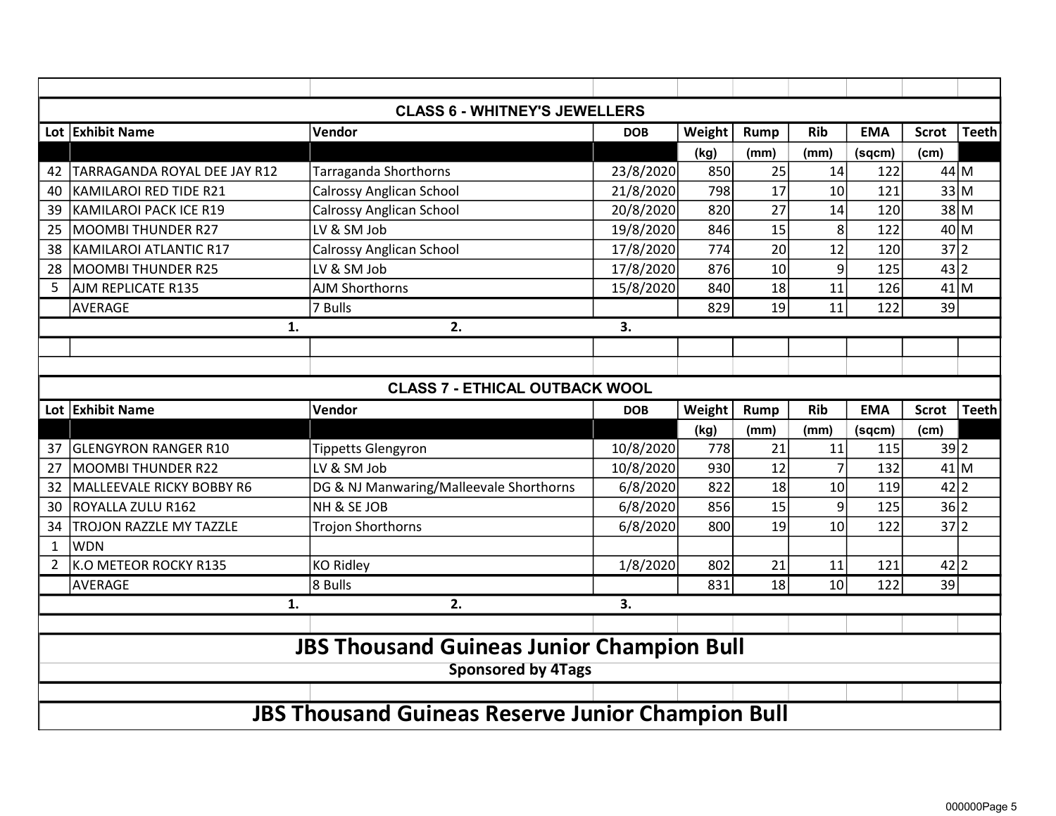## CLASS 6 - WHITNEY'S JEWELLERS

| Lot | Exhibit Name | Vendor | DOB | Weight | Rump | Rib | EMA | Scrot | Teeth |
|---|---|---|---|---|---|---|---|---|---|
| | | | | (kg) | (mm) | (mm) | (sqcm) | (cm) | |
| 42 | TARRAGANDA ROYAL DEE JAY R12 | Tarraganda Shorthorns | 23/8/2020 | 850 | 25 | 14 | 122 | 44 | M |
| 40 | KAMILAROI RED TIDE R21 | Calrossy Anglican School | 21/8/2020 | 798 | 17 | 10 | 121 | 33 | M |
| 39 | KAMILAROI PACK ICE R19 | Calrossy Anglican School | 20/8/2020 | 820 | 27 | 14 | 120 | 38 | M |
| 25 | MOOMBI THUNDER R27 | LV & SM Job | 19/8/2020 | 846 | 15 | 8 | 122 | 40 | M |
| 38 | KAMILAROI ATLANTIC R17 | Calrossy Anglican School | 17/8/2020 | 774 | 20 | 12 | 120 | 37 | 2 |
| 28 | MOOMBI THUNDER R25 | LV & SM Job | 17/8/2020 | 876 | 10 | 9 | 125 | 43 | 2 |
| 5 | AJM REPLICATE R135 | AJM Shorthorns | 15/8/2020 | 840 | 18 | 11 | 126 | 41 | M |
| | AVERAGE | 7 Bulls | | 829 | 19 | 11 | 122 | 39 | |

1. 2. 3.

## CLASS 7 - ETHICAL OUTBACK WOOL

| Lot | Exhibit Name | Vendor | DOB | Weight | Rump | Rib | EMA | Scrot | Teeth |
|---|---|---|---|---|---|---|---|---|---|
| | | | | (kg) | (mm) | (mm) | (sqcm) | (cm) | |
| 37 | GLENGYRON RANGER R10 | Tippetts Glengyron | 10/8/2020 | 778 | 21 | 11 | 115 | 39 | 2 |
| 27 | MOOMBI THUNDER R22 | LV & SM Job | 10/8/2020 | 930 | 12 | 7 | 132 | 41 | M |
| 32 | MALLEEVALE RICKY BOBBY R6 | DG & NJ Manwaring/Malleevale Shorthorns | 6/8/2020 | 822 | 18 | 10 | 119 | 42 | 2 |
| 30 | ROYALLA ZULU R162 | NH & SE JOB | 6/8/2020 | 856 | 15 | 9 | 125 | 36 | 2 |
| 34 | TROJON RAZZLE MY TAZZLE | Trojon Shorthorns | 6/8/2020 | 800 | 19 | 10 | 122 | 37 | 2 |
| 1 | WDN | | | | | | | | |
| 2 | K.O METEOR ROCKY R135 | KO Ridley | 1/8/2020 | 802 | 21 | 11 | 121 | 42 | 2 |
| | AVERAGE | 8 Bulls | | 831 | 18 | 10 | 122 | 39 | |

1. 2. 3.

# JBS Thousand Guineas Junior Champion Bull

**Sponsored by 4Tags**

# JBS Thousand Guineas Reserve Junior Champion Bull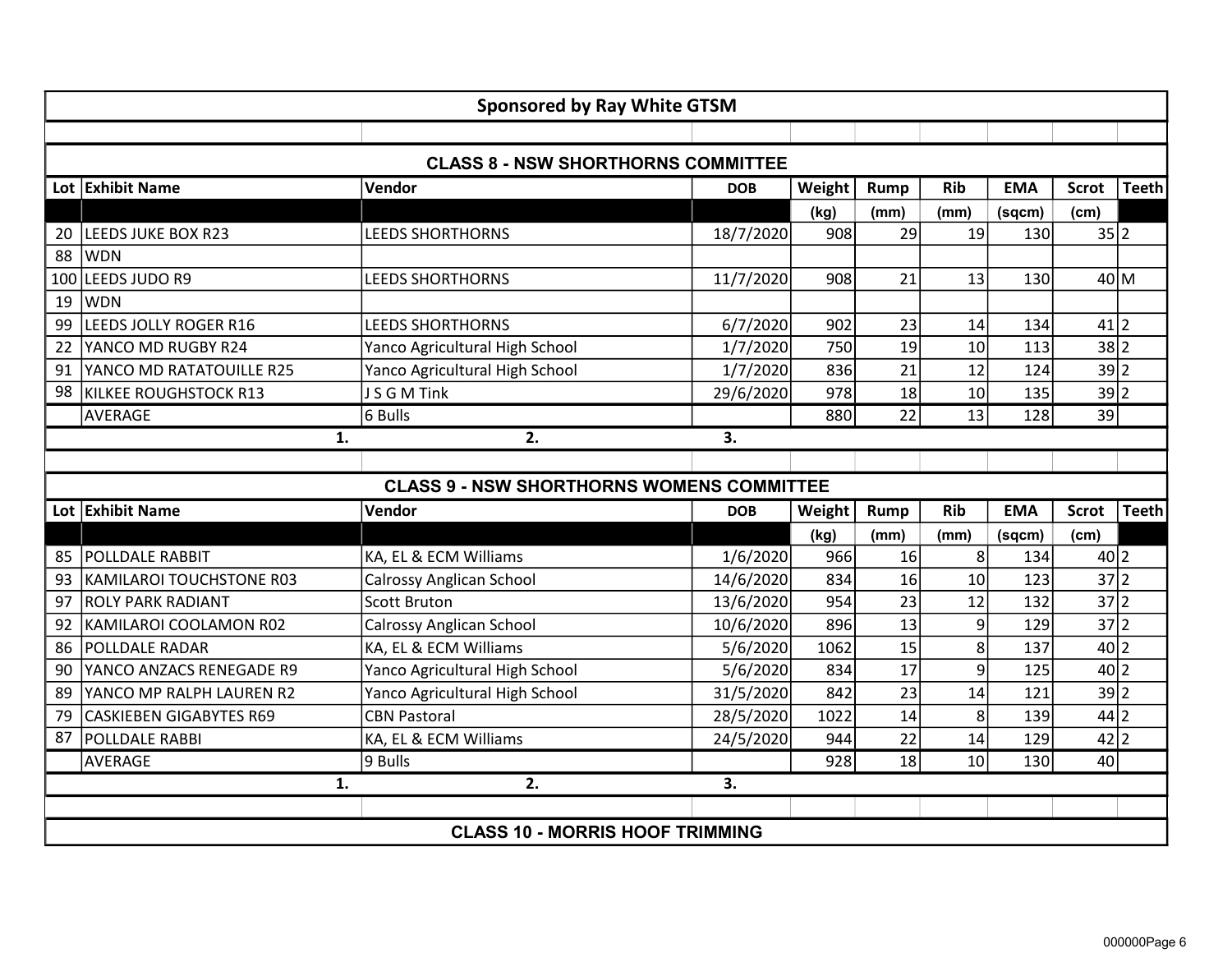## Sponsored by Ray White GTSM

### CLASS 8 - NSW SHORTHORNS COMMITTEE

| Lot | Exhibit Name | Vendor | DOB | Weight | Rump | Rib | EMA | Scrot | Teeth |
|---|---|---|---|---|---|---|---|---|---|
| | | | | (kg) | (mm) | (mm) | (sqcm) | (cm) | |
| 20 | LEEDS JUKE BOX R23 | LEEDS SHORTHORNS | 18/7/2020 | 908 | 29 | 19 | 130 | 35 | 2 |
| 88 | WDN | | | | | | | | |
| 100 | LEEDS JUDO R9 | LEEDS SHORTHORNS | 11/7/2020 | 908 | 21 | 13 | 130 | 40 | M |
| 19 | WDN | | | | | | | | |
| 99 | LEEDS JOLLY ROGER R16 | LEEDS SHORTHORNS | 6/7/2020 | 902 | 23 | 14 | 134 | 41 | 2 |
| 22 | YANCO MD RUGBY R24 | Yanco Agricultural High School | 1/7/2020 | 750 | 19 | 10 | 113 | 38 | 2 |
| 91 | YANCO MD RATATOUILLE R25 | Yanco Agricultural High School | 1/7/2020 | 836 | 21 | 12 | 124 | 39 | 2 |
| 98 | KILKEE ROUGHSTOCK R13 | J S G M Tink | 29/6/2020 | 978 | 18 | 10 | 135 | 39 | 2 |
| | AVERAGE | 6 Bulls | | 880 | 22 | 13 | 128 | 39 | |
| | 1. | 2. | 3. | | | | | | |

### CLASS 9 - NSW SHORTHORNS WOMENS COMMITTEE

| Lot | Exhibit Name | Vendor | DOB | Weight | Rump | Rib | EMA | Scrot | Teeth |
|---|---|---|---|---|---|---|---|---|---|
| | | | | (kg) | (mm) | (mm) | (sqcm) | (cm) | |
| 85 | POLLDALE RABBIT | KA, EL & ECM Williams | 1/6/2020 | 966 | 16 | 8 | 134 | 40 | 2 |
| 93 | KAMILAROI TOUCHSTONE R03 | Calrossy Anglican School | 14/6/2020 | 834 | 16 | 10 | 123 | 37 | 2 |
| 97 | ROLY PARK RADIANT | Scott Bruton | 13/6/2020 | 954 | 23 | 12 | 132 | 37 | 2 |
| 92 | KAMILAROI COOLAMON R02 | Calrossy Anglican School | 10/6/2020 | 896 | 13 | 9 | 129 | 37 | 2 |
| 86 | POLLDALE RADAR | KA, EL & ECM Williams | 5/6/2020 | 1062 | 15 | 8 | 137 | 40 | 2 |
| 90 | YANCO ANZACS RENEGADE R9 | Yanco Agricultural High School | 5/6/2020 | 834 | 17 | 9 | 125 | 40 | 2 |
| 89 | YANCO MP RALPH LAUREN R2 | Yanco Agricultural High School | 31/5/2020 | 842 | 23 | 14 | 121 | 39 | 2 |
| 79 | CASKIEBEN GIGABYTES R69 | CBN Pastoral | 28/5/2020 | 1022 | 14 | 8 | 139 | 44 | 2 |
| 87 | POLLDALE RABBI | KA, EL & ECM Williams | 24/5/2020 | 944 | 22 | 14 | 129 | 42 | 2 |
| | AVERAGE | 9 Bulls | | 928 | 18 | 10 | 130 | 40 | |
| | 1. | 2. | 3. | | | | | | |

### CLASS 10 - MORRIS HOOF TRIMMING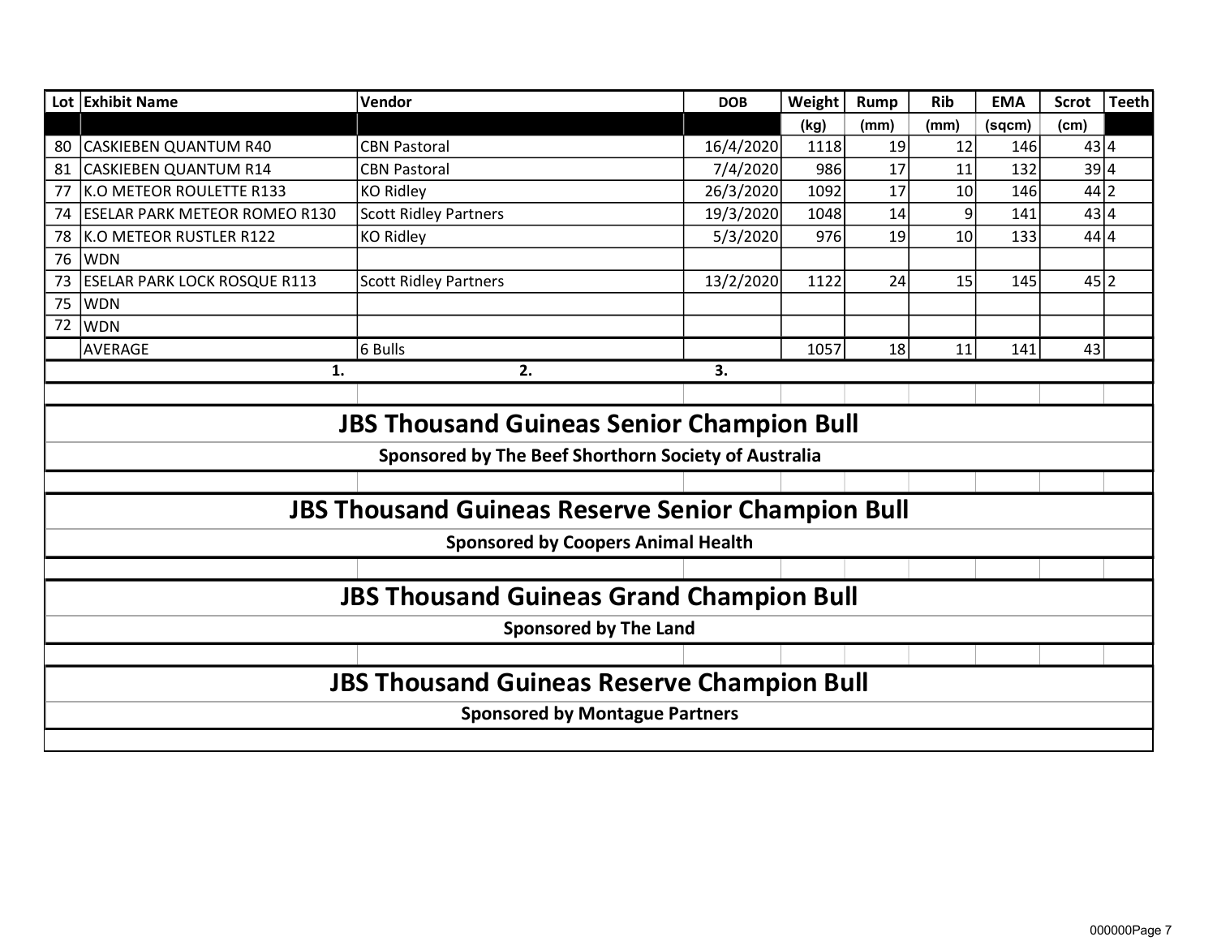| Lot | Exhibit Name | Vendor | DOB | Weight (kg) | Rump (mm) | Rib (mm) | EMA (sqcm) | Scrot (cm) | Teeth |
|---|---|---|---|---|---|---|---|---|---|
| 80 | CASKIEBEN QUANTUM R40 | CBN Pastoral | 16/4/2020 | 1118 | 19 | 12 | 146 | 43 | 4 |
| 81 | CASKIEBEN QUANTUM R14 | CBN Pastoral | 7/4/2020 | 986 | 17 | 11 | 132 | 39 | 4 |
| 77 | K.O METEOR ROULETTE R133 | KO Ridley | 26/3/2020 | 1092 | 17 | 10 | 146 | 44 | 2 |
| 74 | ESELAR PARK METEOR ROMEO R130 | Scott Ridley Partners | 19/3/2020 | 1048 | 14 | 9 | 141 | 43 | 4 |
| 78 | K.O METEOR RUSTLER R122 | KO Ridley | 5/3/2020 | 976 | 19 | 10 | 133 | 44 | 4 |
| 76 | WDN | | | | | | | | |
| 73 | ESELAR PARK LOCK ROSQUE R113 | Scott Ridley Partners | 13/2/2020 | 1122 | 24 | 15 | 145 | 45 | 2 |
| 75 | WDN | | | | | | | | |
| 72 | WDN | | | | | | | | |
| | AVERAGE | 6 Bulls | | 1057 | 18 | 11 | 141 | 43 | |
| | 1. | 2. | 3. | | | | | | |

## JBS Thousand Guineas Senior Champion Bull

**Sponsored by The Beef Shorthorn Society of Australia**

## JBS Thousand Guineas Reserve Senior Champion Bull

**Sponsored by Coopers Animal Health**

## JBS Thousand Guineas Grand Champion Bull

**Sponsored by The Land**

## JBS Thousand Guineas Reserve Champion Bull

**Sponsored by Montague Partners**